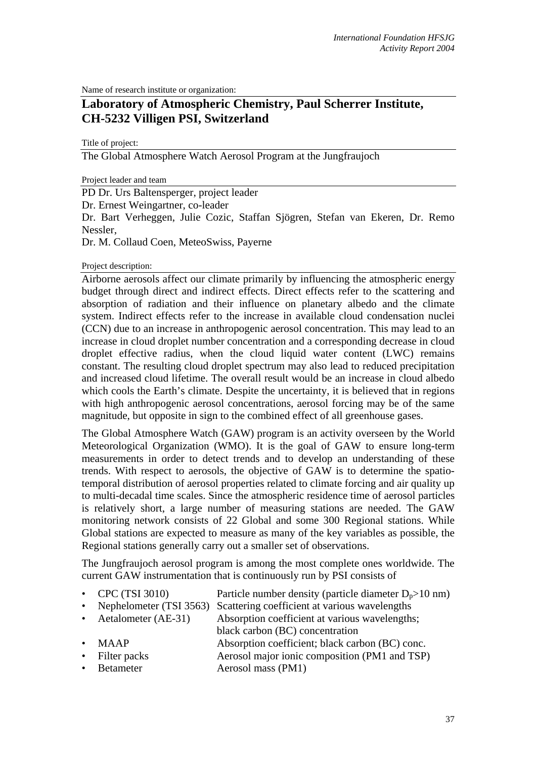Name of research institute or organization:

## Laboratory of Atmospheric Chemistry, Paul Scherrer Institute, CH-5232 Villigen PSI, Switzerland

Title of project:

The Global Atmosphere Watch Aerosol Program at the Jungfraujoch

Project leader and team

PD Dr. Urs Baltensperger, project leader
Dr. Ernest Weingartner, co-leader
Dr. Bart Verheggen, Julie Cozic, Staffan Sjögren, Stefan van Ekeren, Dr. Remo Nessler,
Dr. M. Collaud Coen, MeteoSwiss, Payerne

Project description:

Airborne aerosols affect our climate primarily by influencing the atmospheric energy budget through direct and indirect effects. Direct effects refer to the scattering and absorption of radiation and their influence on planetary albedo and the climate system. Indirect effects refer to the increase in available cloud condensation nuclei (CCN) due to an increase in anthropogenic aerosol concentration. This may lead to an increase in cloud droplet number concentration and a corresponding decrease in cloud droplet effective radius, when the cloud liquid water content (LWC) remains constant. The resulting cloud droplet spectrum may also lead to reduced precipitation and increased cloud lifetime. The overall result would be an increase in cloud albedo which cools the Earth's climate. Despite the uncertainty, it is believed that in regions with high anthropogenic aerosol concentrations, aerosol forcing may be of the same magnitude, but opposite in sign to the combined effect of all greenhouse gases.

The Global Atmosphere Watch (GAW) program is an activity overseen by the World Meteorological Organization (WMO). It is the goal of GAW to ensure long-term measurements in order to detect trends and to develop an understanding of these trends. With respect to aerosols, the objective of GAW is to determine the spatio-temporal distribution of aerosol properties related to climate forcing and air quality up to multi-decadal time scales. Since the atmospheric residence time of aerosol particles is relatively short, a large number of measuring stations are needed. The GAW monitoring network consists of 22 Global and some 300 Regional stations. While Global stations are expected to measure as many of the key variables as possible, the Regional stations generally carry out a smaller set of observations.

The Jungfraujoch aerosol program is among the most complete ones worldwide. The current GAW instrumentation that is continuously run by PSI consists of

- CPC (TSI 3010) — Particle number density (particle diameter $D_p$>10 nm)
- Nephelometer (TSI 3563) — Scattering coefficient at various wavelengths
- Aetalometer (AE-31) — Absorption coefficient at various wavelengths; black carbon (BC) concentration
- MAAP — Absorption coefficient; black carbon (BC) conc.
- Filter packs — Aerosol major ionic composition (PM1 and TSP)
- Betameter — Aerosol mass (PM1)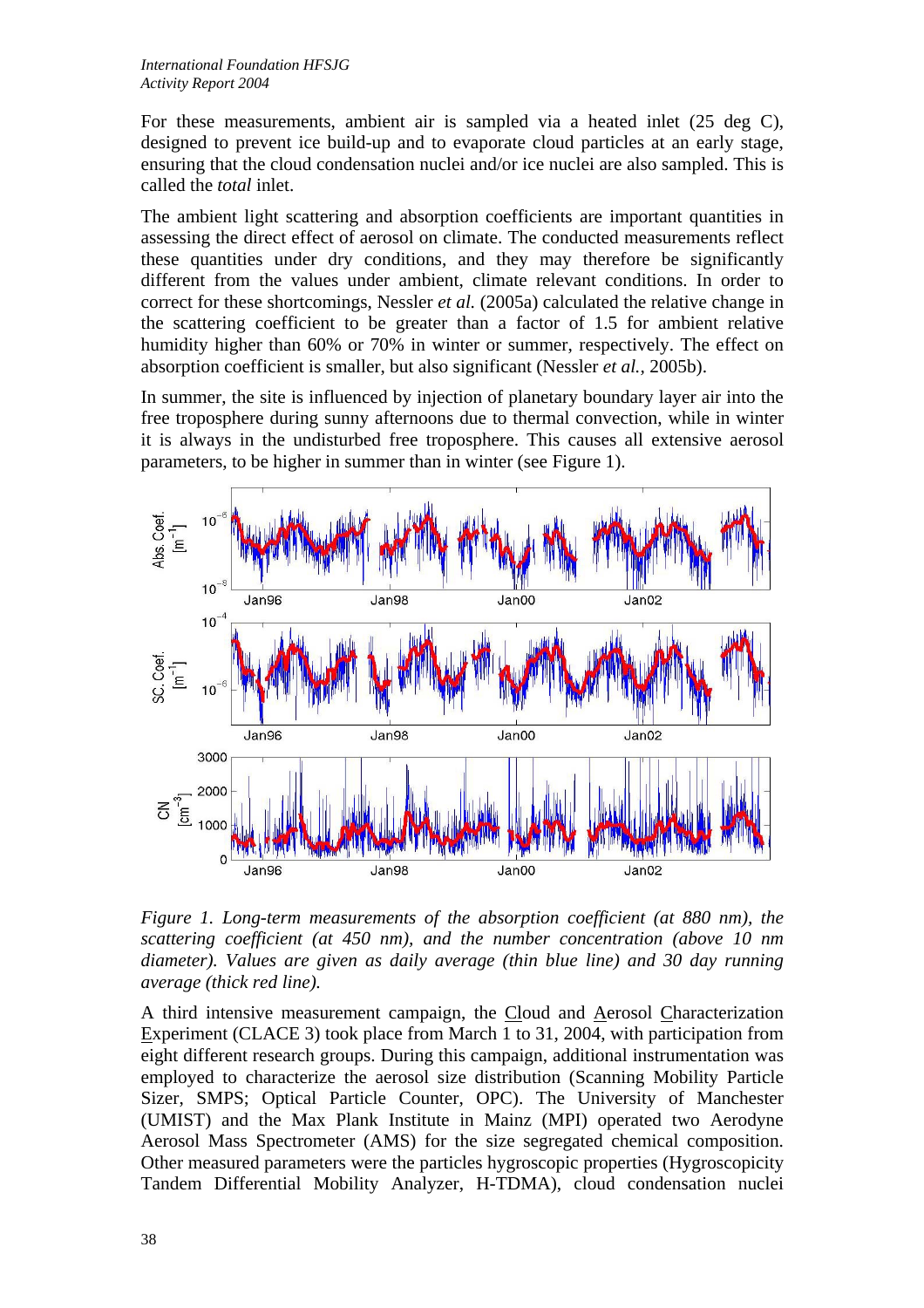For these measurements, ambient air is sampled via a heated inlet (25 deg C), designed to prevent ice build-up and to evaporate cloud particles at an early stage, ensuring that the cloud condensation nuclei and/or ice nuclei are also sampled. This is called the *total* inlet.

The ambient light scattering and absorption coefficients are important quantities in assessing the direct effect of aerosol on climate. The conducted measurements reflect these quantities under dry conditions, and they may therefore be significantly different from the values under ambient, climate relevant conditions. In order to correct for these shortcomings, Nessler *et al.* (2005a) calculated the relative change in the scattering coefficient to be greater than a factor of 1.5 for ambient relative humidity higher than 60% or 70% in winter or summer, respectively. The effect on absorption coefficient is smaller, but also significant (Nessler *et al.*, 2005b).

In summer, the site is influenced by injection of planetary boundary layer air into the free troposphere during sunny afternoons due to thermal convection, while in winter it is always in the undisturbed free troposphere. This causes all extensive aerosol parameters, to be higher in summer than in winter (see Figure 1).

*Figure 1. Long-term measurements of the absorption coefficient (at 880 nm), the scattering coefficient (at 450 nm), and the number concentration (above 10 nm diameter). Values are given as daily average (thin blue line) and 30 day running average (thick red line).*

A third intensive measurement campaign, the Cloud and Aerosol Characterization Experiment (CLACE 3) took place from March 1 to 31, 2004, with participation from eight different research groups. During this campaign, additional instrumentation was employed to characterize the aerosol size distribution (Scanning Mobility Particle Sizer, SMPS; Optical Particle Counter, OPC). The University of Manchester (UMIST) and the Max Plank Institute in Mainz (MPI) operated two Aerodyne Aerosol Mass Spectrometer (AMS) for the size segregated chemical composition. Other measured parameters were the particles hygroscopic properties (Hygroscopicity Tandem Differential Mobility Analyzer, H-TDMA), cloud condensation nuclei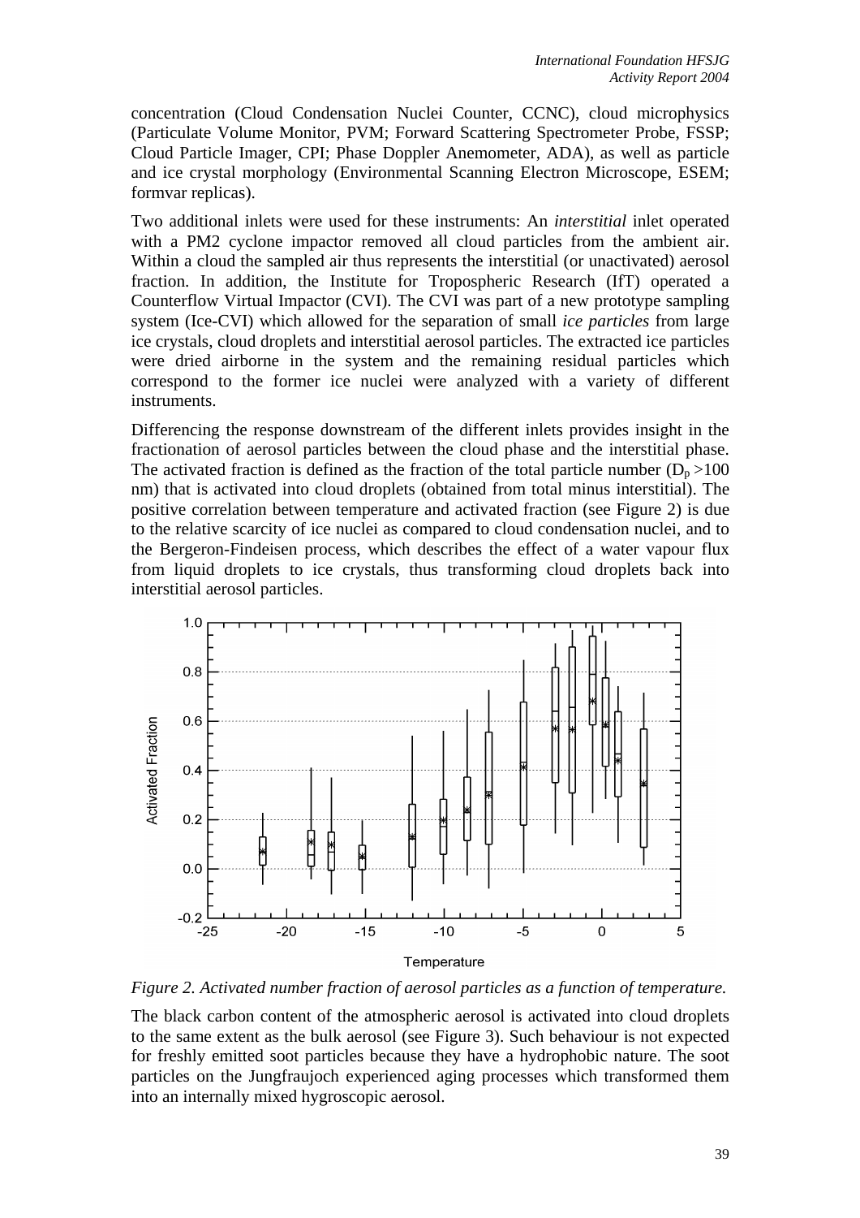concentration (Cloud Condensation Nuclei Counter, CCNC), cloud microphysics (Particulate Volume Monitor, PVM; Forward Scattering Spectrometer Probe, FSSP; Cloud Particle Imager, CPI; Phase Doppler Anemometer, ADA), as well as particle and ice crystal morphology (Environmental Scanning Electron Microscope, ESEM; formvar replicas).

Two additional inlets were used for these instruments: An *interstitial* inlet operated with a PM2 cyclone impactor removed all cloud particles from the ambient air. Within a cloud the sampled air thus represents the interstitial (or unactivated) aerosol fraction. In addition, the Institute for Tropospheric Research (IfT) operated a Counterflow Virtual Impactor (CVI). The CVI was part of a new prototype sampling system (Ice-CVI) which allowed for the separation of small *ice particles* from large ice crystals, cloud droplets and interstitial aerosol particles. The extracted ice particles were dried airborne in the system and the remaining residual particles which correspond to the former ice nuclei were analyzed with a variety of different instruments.

Differencing the response downstream of the different inlets provides insight in the fractionation of aerosol particles between the cloud phase and the interstitial phase. The activated fraction is defined as the fraction of the total particle number ($D_p$ >100 nm) that is activated into cloud droplets (obtained from total minus interstitial). The positive correlation between temperature and activated fraction (see Figure 2) is due to the relative scarcity of ice nuclei as compared to cloud condensation nuclei, and to the Bergeron-Findeisen process, which describes the effect of a water vapour flux from liquid droplets to ice crystals, thus transforming cloud droplets back into interstitial aerosol particles.

*Figure 2. Activated number fraction of aerosol particles as a function of temperature.*

The black carbon content of the atmospheric aerosol is activated into cloud droplets to the same extent as the bulk aerosol (see Figure 3). Such behaviour is not expected for freshly emitted soot particles because they have a hydrophobic nature. The soot particles on the Jungfraujoch experienced aging processes which transformed them into an internally mixed hygroscopic aerosol.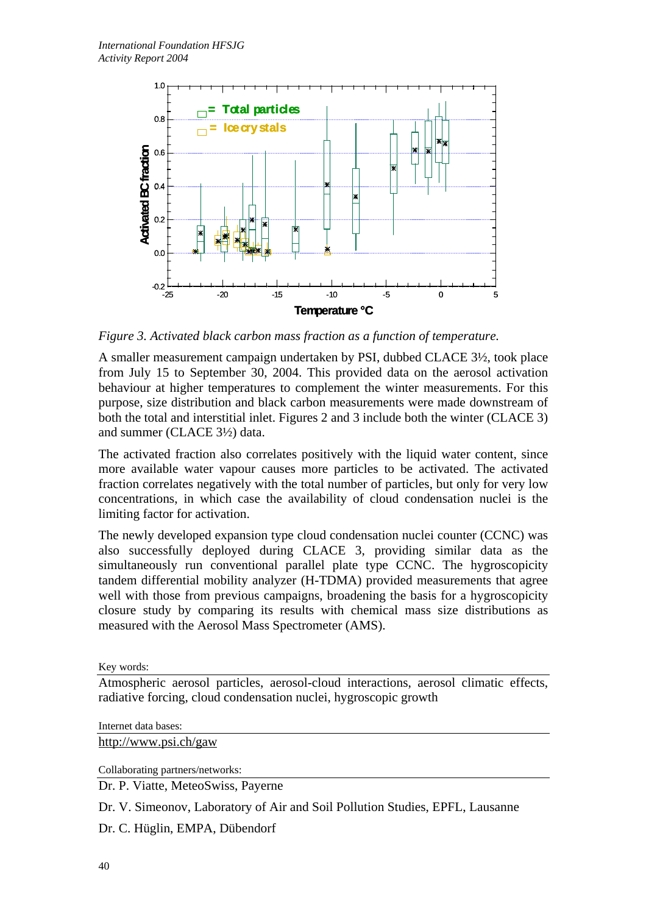*Figure 3. Activated black carbon mass fraction as a function of temperature.*

A smaller measurement campaign undertaken by PSI, dubbed CLACE 3½, took place from July 15 to September 30, 2004. This provided data on the aerosol activation behaviour at higher temperatures to complement the winter measurements. For this purpose, size distribution and black carbon measurements were made downstream of both the total and interstitial inlet. Figures 2 and 3 include both the winter (CLACE 3) and summer (CLACE 3½) data.

The activated fraction also correlates positively with the liquid water content, since more available water vapour causes more particles to be activated. The activated fraction correlates negatively with the total number of particles, but only for very low concentrations, in which case the availability of cloud condensation nuclei is the limiting factor for activation.

The newly developed expansion type cloud condensation nuclei counter (CCNC) was also successfully deployed during CLACE 3, providing similar data as the simultaneously run conventional parallel plate type CCNC. The hygroscopicity tandem differential mobility analyzer (H-TDMA) provided measurements that agree well with those from previous campaigns, broadening the basis for a hygroscopicity closure study by comparing its results with chemical mass size distributions as measured with the Aerosol Mass Spectrometer (AMS).

Key words:

Atmospheric aerosol particles, aerosol-cloud interactions, aerosol climatic effects, radiative forcing, cloud condensation nuclei, hygroscopic growth

Internet data bases:

http://www.psi.ch/gaw

Collaborating partners/networks:

Dr. P. Viatte, MeteoSwiss, Payerne

Dr. V. Simeonov, Laboratory of Air and Soil Pollution Studies, EPFL, Lausanne

Dr. C. Hüglin, EMPA, Dübendorf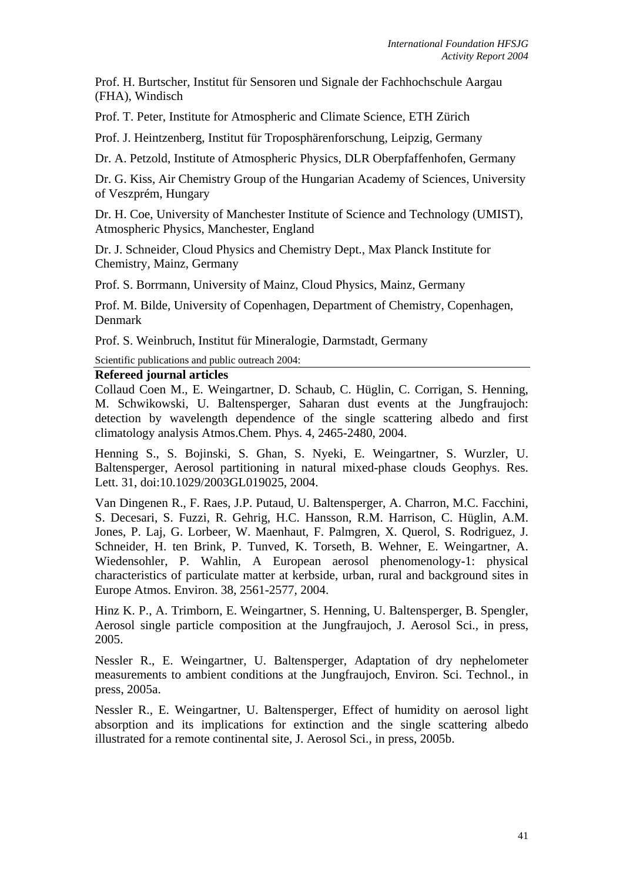Prof. H. Burtscher, Institut für Sensoren und Signale der Fachhochschule Aargau (FHA), Windisch

Prof. T. Peter, Institute for Atmospheric and Climate Science, ETH Zürich

Prof. J. Heintzenberg, Institut für Troposphärenforschung, Leipzig, Germany

Dr. A. Petzold, Institute of Atmospheric Physics, DLR Oberpfaffenhofen, Germany

Dr. G. Kiss, Air Chemistry Group of the Hungarian Academy of Sciences, University of Veszprém, Hungary

Dr. H. Coe, University of Manchester Institute of Science and Technology (UMIST), Atmospheric Physics, Manchester, England

Dr. J. Schneider, Cloud Physics and Chemistry Dept., Max Planck Institute for Chemistry, Mainz, Germany

Prof. S. Borrmann, University of Mainz, Cloud Physics, Mainz, Germany

Prof. M. Bilde, University of Copenhagen, Department of Chemistry, Copenhagen, Denmark

Prof. S. Weinbruch, Institut für Mineralogie, Darmstadt, Germany

Scientific publications and public outreach 2004:

**Refereed journal articles**

Collaud Coen M., E. Weingartner, D. Schaub, C. Hüglin, C. Corrigan, S. Henning, M. Schwikowski, U. Baltensperger, Saharan dust events at the Jungfraujoch: detection by wavelength dependence of the single scattering albedo and first climatology analysis Atmos.Chem. Phys. 4, 2465-2480, 2004.

Henning S., S. Bojinski, S. Ghan, S. Nyeki, E. Weingartner, S. Wurzler, U. Baltensperger, Aerosol partitioning in natural mixed-phase clouds Geophys. Res. Lett. 31, doi:10.1029/2003GL019025, 2004.

Van Dingenen R., F. Raes, J.P. Putaud, U. Baltensperger, A. Charron, M.C. Facchini, S. Decesari, S. Fuzzi, R. Gehrig, H.C. Hansson, R.M. Harrison, C. Hüglin, A.M. Jones, P. Laj, G. Lorbeer, W. Maenhaut, F. Palmgren, X. Querol, S. Rodriguez, J. Schneider, H. ten Brink, P. Tunved, K. Torseth, B. Wehner, E. Weingartner, A. Wiedensohler, P. Wahlin, A European aerosol phenomenology-1: physical characteristics of particulate matter at kerbside, urban, rural and background sites in Europe Atmos. Environ. 38, 2561-2577, 2004.

Hinz K. P., A. Trimborn, E. Weingartner, S. Henning, U. Baltensperger, B. Spengler, Aerosol single particle composition at the Jungfraujoch, J. Aerosol Sci., in press, 2005.

Nessler R., E. Weingartner, U. Baltensperger, Adaptation of dry nephelometer measurements to ambient conditions at the Jungfraujoch, Environ. Sci. Technol., in press, 2005a.

Nessler R., E. Weingartner, U. Baltensperger, Effect of humidity on aerosol light absorption and its implications for extinction and the single scattering albedo illustrated for a remote continental site, J. Aerosol Sci., in press, 2005b.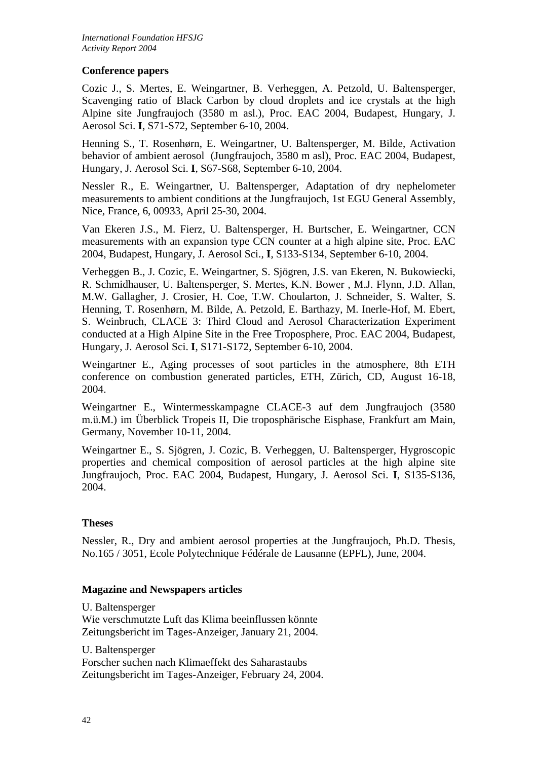### Conference papers

Cozic J., S. Mertes, E. Weingartner, B. Verheggen, A. Petzold, U. Baltensperger, Scavenging ratio of Black Carbon by cloud droplets and ice crystals at the high Alpine site Jungfraujoch (3580 m asl.), Proc. EAC 2004, Budapest, Hungary, J. Aerosol Sci. **I**, S71-S72, September 6-10, 2004.

Henning S., T. Rosenhørn, E. Weingartner, U. Baltensperger, M. Bilde, Activation behavior of ambient aerosol (Jungfraujoch, 3580 m asl), Proc. EAC 2004, Budapest, Hungary, J. Aerosol Sci. **I**, S67-S68, September 6-10, 2004.

Nessler R., E. Weingartner, U. Baltensperger, Adaptation of dry nephelometer measurements to ambient conditions at the Jungfraujoch, 1st EGU General Assembly, Nice, France, 6, 00933, April 25-30, 2004.

Van Ekeren J.S., M. Fierz, U. Baltensperger, H. Burtscher, E. Weingartner, CCN measurements with an expansion type CCN counter at a high alpine site, Proc. EAC 2004, Budapest, Hungary, J. Aerosol Sci., **I**, S133-S134, September 6-10, 2004.

Verheggen B., J. Cozic, E. Weingartner, S. Sjögren, J.S. van Ekeren, N. Bukowiecki, R. Schmidhauser, U. Baltensperger, S. Mertes, K.N. Bower , M.J. Flynn, J.D. Allan, M.W. Gallagher, J. Crosier, H. Coe, T.W. Choularton, J. Schneider, S. Walter, S. Henning, T. Rosenhørn, M. Bilde, A. Petzold, E. Barthazy, M. Inerle-Hof, M. Ebert, S. Weinbruch, CLACE 3: Third Cloud and Aerosol Characterization Experiment conducted at a High Alpine Site in the Free Troposphere, Proc. EAC 2004, Budapest, Hungary, J. Aerosol Sci. **I**, S171-S172, September 6-10, 2004.

Weingartner E., Aging processes of soot particles in the atmosphere, 8th ETH conference on combustion generated particles, ETH, Zürich, CD, August 16-18, 2004.

Weingartner E., Wintermesskampagne CLACE-3 auf dem Jungfraujoch (3580 m.ü.M.) im Überblick Tropeis II, Die troposphärische Eisphase, Frankfurt am Main, Germany, November 10-11, 2004.

Weingartner E., S. Sjögren, J. Cozic, B. Verheggen, U. Baltensperger, Hygroscopic properties and chemical composition of aerosol particles at the high alpine site Jungfraujoch, Proc. EAC 2004, Budapest, Hungary, J. Aerosol Sci. **I**, S135-S136, 2004.

### Theses

Nessler, R., Dry and ambient aerosol properties at the Jungfraujoch, Ph.D. Thesis, No.165 / 3051, Ecole Polytechnique Fédérale de Lausanne (EPFL), June, 2004.

### Magazine and Newspapers articles

U. Baltensperger
Wie verschmutzte Luft das Klima beeinflussen könnte
Zeitungsbericht im Tages-Anzeiger, January 21, 2004.

U. Baltensperger
Forscher suchen nach Klimaeffekt des Saharastaubs
Zeitungsbericht im Tages-Anzeiger, February 24, 2004.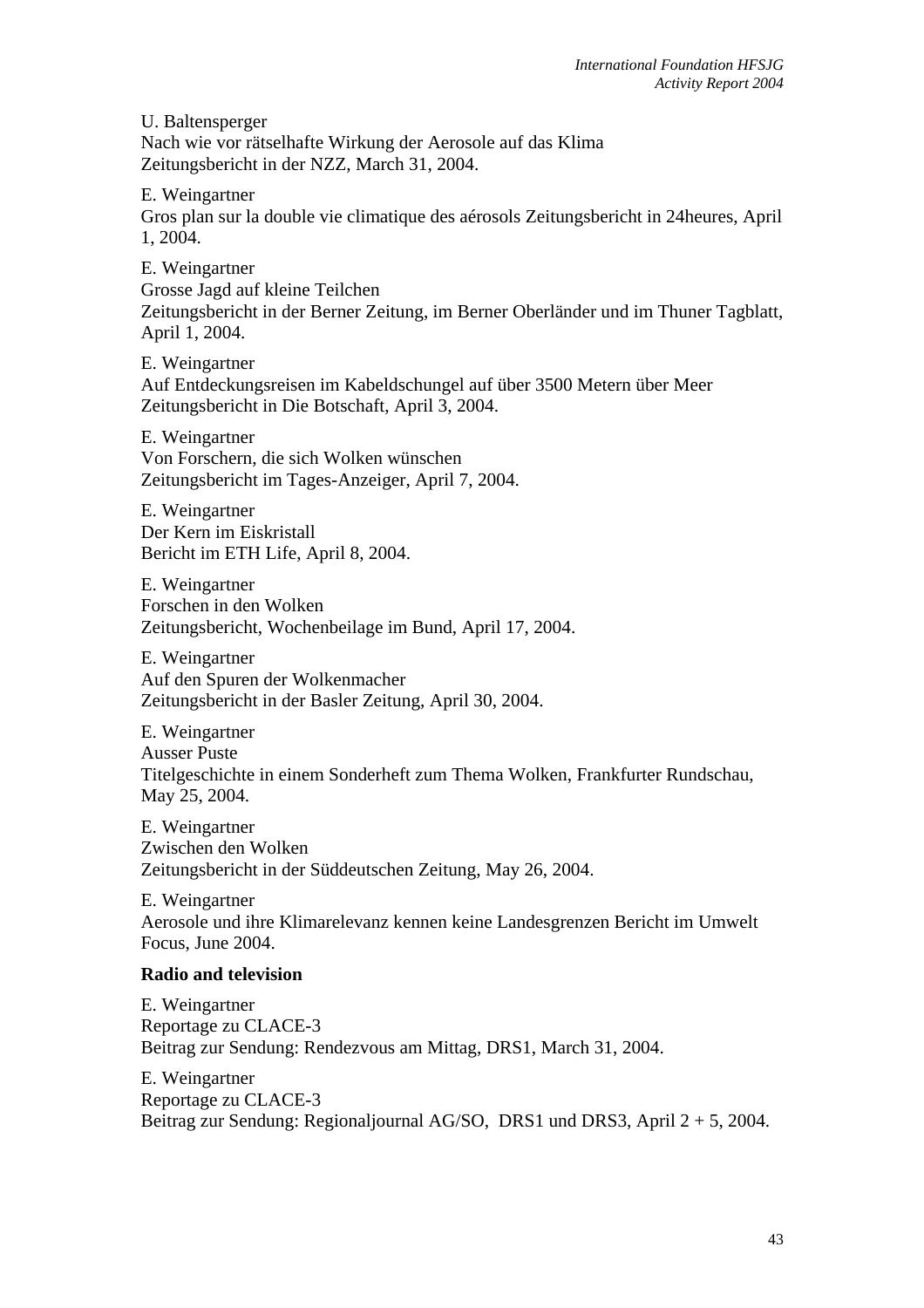U. Baltensperger
Nach wie vor rätselhafte Wirkung der Aerosole auf das Klima
Zeitungsbericht in der NZZ, March 31, 2004.

E. Weingartner
Gros plan sur la double vie climatique des aérosols Zeitungsbericht in 24heures, April 1, 2004.

E. Weingartner
Grosse Jagd auf kleine Teilchen
Zeitungsbericht in der Berner Zeitung, im Berner Oberländer und im Thuner Tagblatt, April 1, 2004.

E. Weingartner
Auf Entdeckungsreisen im Kabeldschungel auf über 3500 Metern über Meer
Zeitungsbericht in Die Botschaft, April 3, 2004.

E. Weingartner
Von Forschern, die sich Wolken wünschen
Zeitungsbericht im Tages-Anzeiger, April 7, 2004.

E. Weingartner
Der Kern im Eiskristall
Bericht im ETH Life, April 8, 2004.

E. Weingartner
Forschen in den Wolken
Zeitungsbericht, Wochenbeilage im Bund, April 17, 2004.

E. Weingartner
Auf den Spuren der Wolkenmacher
Zeitungsbericht in der Basler Zeitung, April 30, 2004.

E. Weingartner
Ausser Puste
Titelgeschichte in einem Sonderheft zum Thema Wolken, Frankfurter Rundschau, May 25, 2004.

E. Weingartner
Zwischen den Wolken
Zeitungsbericht in der Süddeutschen Zeitung, May 26, 2004.

E. Weingartner
Aerosole und ihre Klimarelevanz kennen keine Landesgrenzen Bericht im Umwelt Focus, June 2004.

**Radio and television**

E. Weingartner
Reportage zu CLACE-3
Beitrag zur Sendung: Rendezvous am Mittag, DRS1, March 31, 2004.

E. Weingartner
Reportage zu CLACE-3
Beitrag zur Sendung: Regionaljournal AG/SO, DRS1 und DRS3, April 2 + 5, 2004.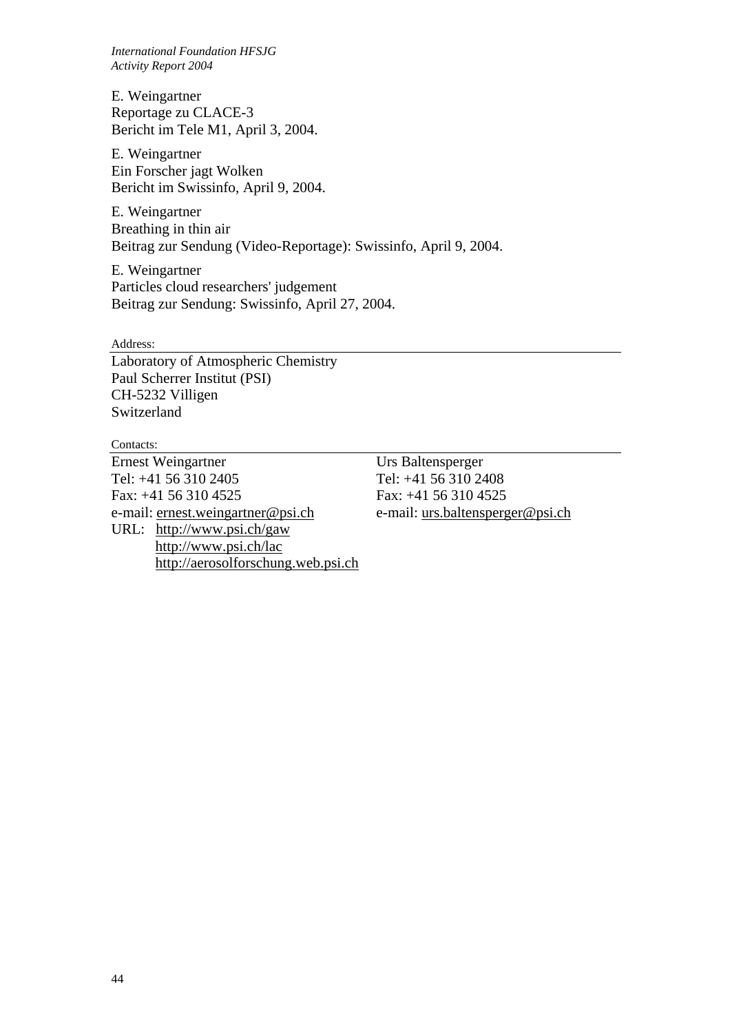E. Weingartner
Reportage zu CLACE-3
Bericht im Tele M1, April 3, 2004.

E. Weingartner
Ein Forscher jagt Wolken
Bericht im Swissinfo, April 9, 2004.

E. Weingartner
Breathing in thin air
Beitrag zur Sendung (Video-Reportage): Swissinfo, April 9, 2004.

E. Weingartner
Particles cloud researchers' judgement
Beitrag zur Sendung: Swissinfo, April 27, 2004.

Address:

Laboratory of Atmospheric Chemistry
Paul Scherrer Institut (PSI)
CH-5232 Villigen
Switzerland

Contacts:

Ernest Weingartner
Tel: +41 56 310 2405
Fax: +41 56 310 4525
e-mail: ernest.weingartner@psi.ch
URL: http://www.psi.ch/gaw
http://www.psi.ch/lac
http://aerosolforschung.web.psi.ch

Urs Baltensperger
Tel: +41 56 310 2408
Fax: +41 56 310 4525
e-mail: urs.baltensperger@psi.ch